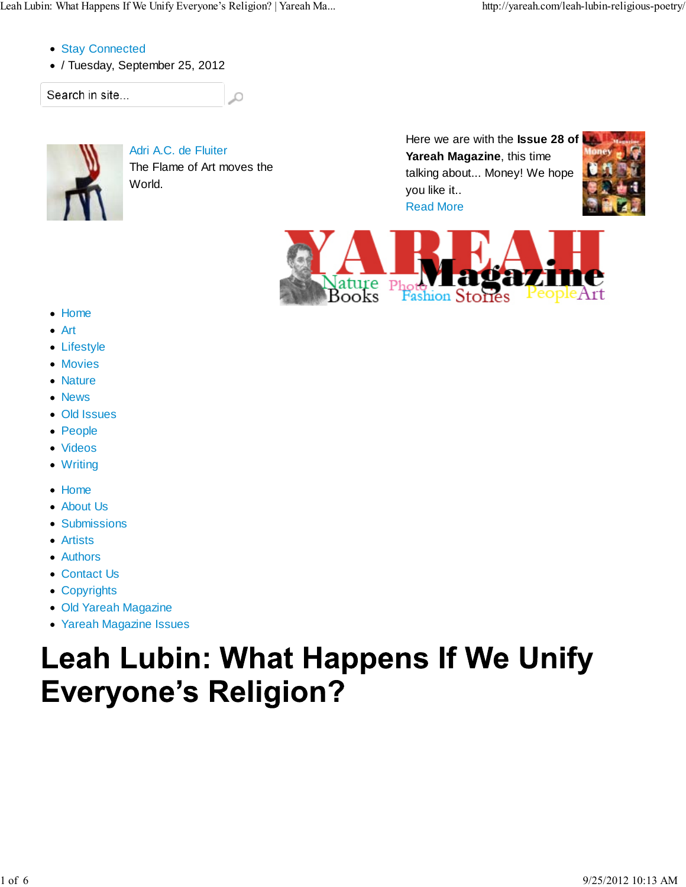- Stay Connected
- / Tuesday, September 25, 2012

Search in site...

Adri A.C. de Fluiter

The Flame of Art moves the World.

Here we are with the **Issue 28 of Yareah Magazine**, this time talking about... Money! We hope you like it..

Read More

- Home
- Art
- Lifestyle
- Movies
- Nature
- News
- Old Issues
- People
- Videos
- Writing

- Home
- About Us
- Submissions
- Artists
- Authors
- Contact Us
- Copyrights
- Old Yareah Magazine
- Yareah Magazine Issues

# Leah Lubin: What Happens If We Unify Everyone's Religion?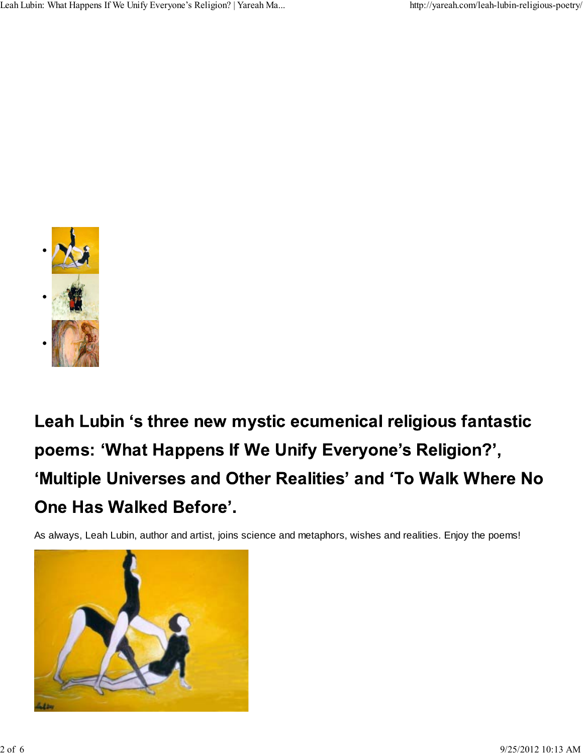## Leah Lubin 's three new mystic ecumenical religious fantastic poems: 'What Happens If We Unify Everyone's Religion?', 'Multiple Universes and Other Realities' and 'To Walk Where No One Has Walked Before'.

As always, Leah Lubin, author and artist, joins science and metaphors, wishes and realities. Enjoy the poems!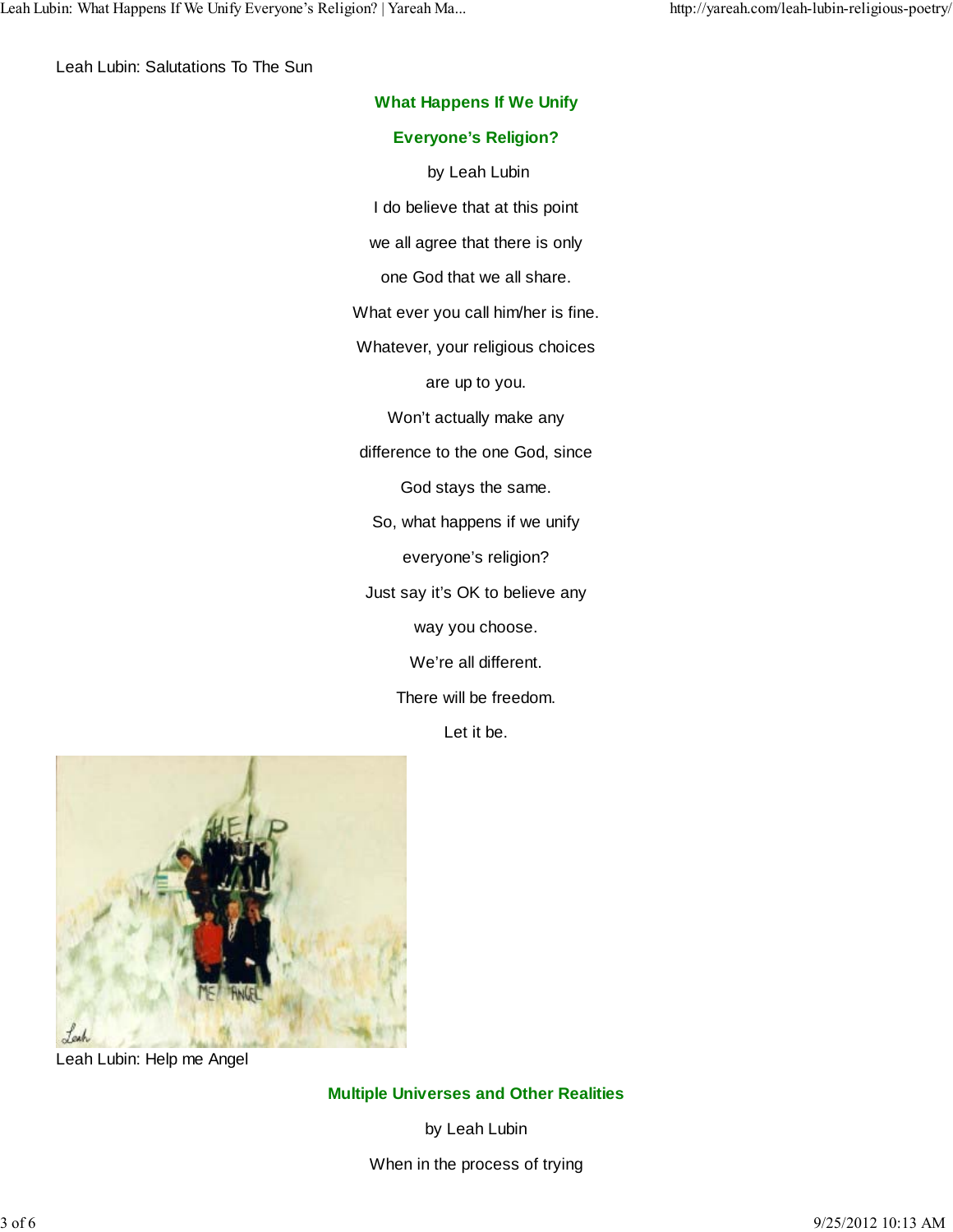Leah Lubin: Salutations To The Sun

## What Happens If We Unify Everyone's Religion?

by Leah Lubin

I do believe that at this point

we all agree that there is only

one God that we all share.

What ever you call him/her is fine.

Whatever, your religious choices

are up to you.

Won't actually make any

difference to the one God, since

God stays the same.

So, what happens if we unify

everyone's religion?

Just say it's OK to believe any

way you choose.

We're all different.

There will be freedom.

Let it be.

Leah Lubin: Help me Angel

## Multiple Universes and Other Realities

by Leah Lubin

When in the process of trying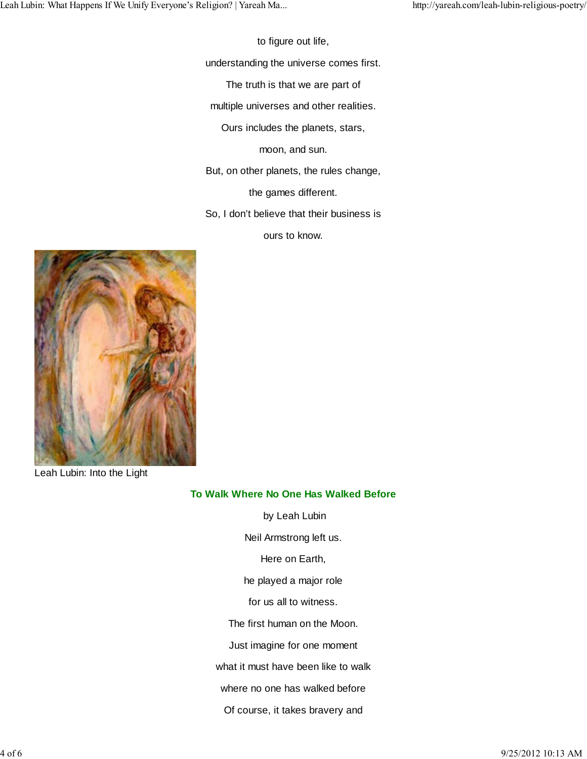to figure out life,

understanding the universe comes first.

The truth is that we are part of

multiple universes and other realities.

Ours includes the planets, stars,

moon, and sun.

But, on other planets, the rules change,

the games different.

So, I don't believe that their business is

ours to know.

Leah Lubin: Into the Light

### To Walk Where No One Has Walked Before

by Leah Lubin

Neil Armstrong left us.

Here on Earth,

he played a major role

for us all to witness.

The first human on the Moon.

Just imagine for one moment

what it must have been like to walk

where no one has walked before

Of course, it takes bravery and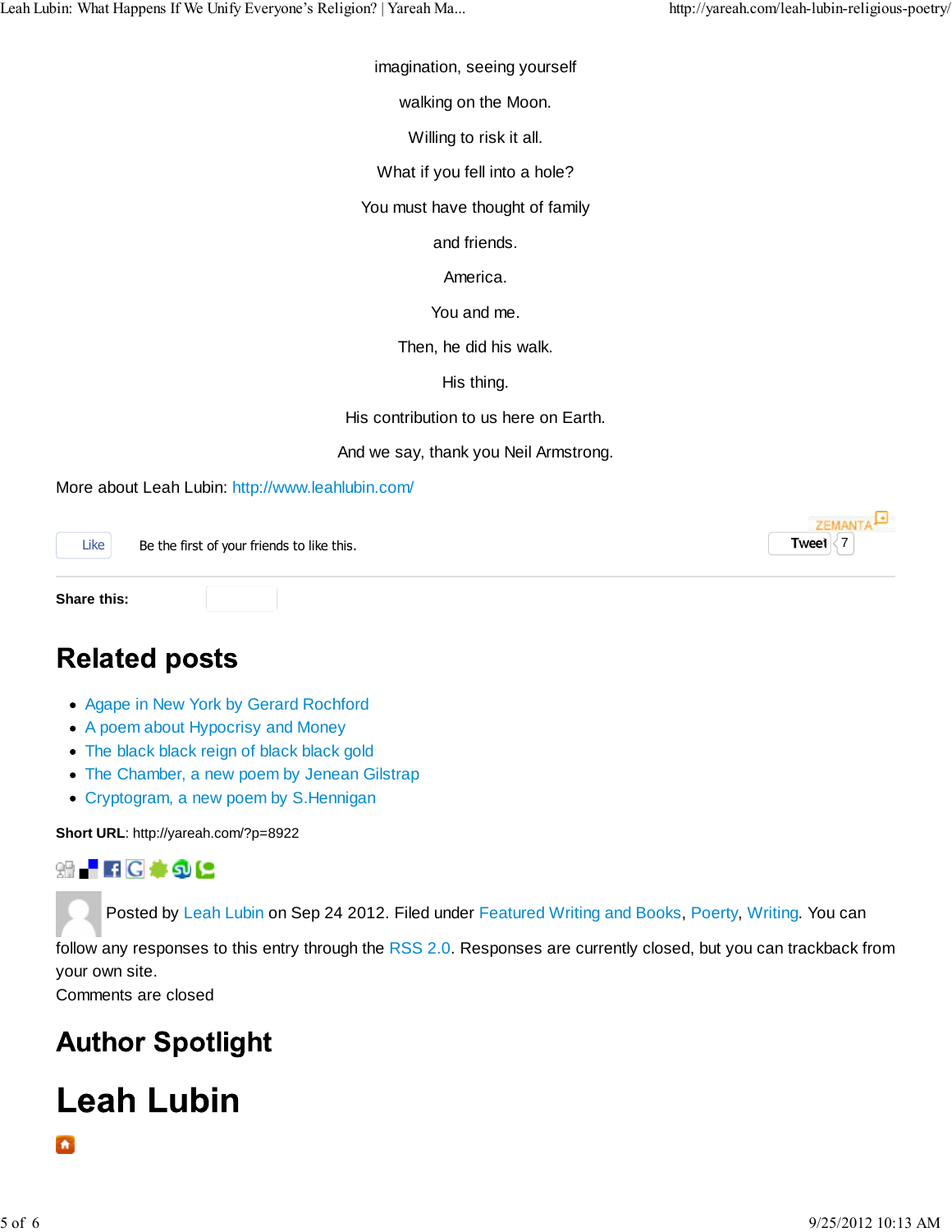imagination, seeing yourself

walking on the Moon.

Willing to risk it all.

What if you fell into a hole?

You must have thought of family

and friends.

America.

You and me.

Then, he did his walk.

His thing.

His contribution to us here on Earth.

And we say, thank you Neil Armstrong.

More about Leah Lubin: http://www.leahlubin.com/

Like Be the first of your friends to like this.

Tweet 7

**Share this:**

## Related posts

- Agape in New York by Gerard Rochford
- A poem about Hypocrisy and Money
- The black black reign of black black gold
- The Chamber, a new poem by Jenean Gilstrap
- Cryptogram, a new poem by S.Hennigan

**Short URL**: http://yareah.com/?p=8922

Posted by Leah Lubin on Sep 24 2012. Filed under Featured Writing and Books, Poerty, Writing. You can follow any responses to this entry through the RSS 2.0. Responses are currently closed, but you can trackback from your own site.
Comments are closed

## Author Spotlight

# Leah Lubin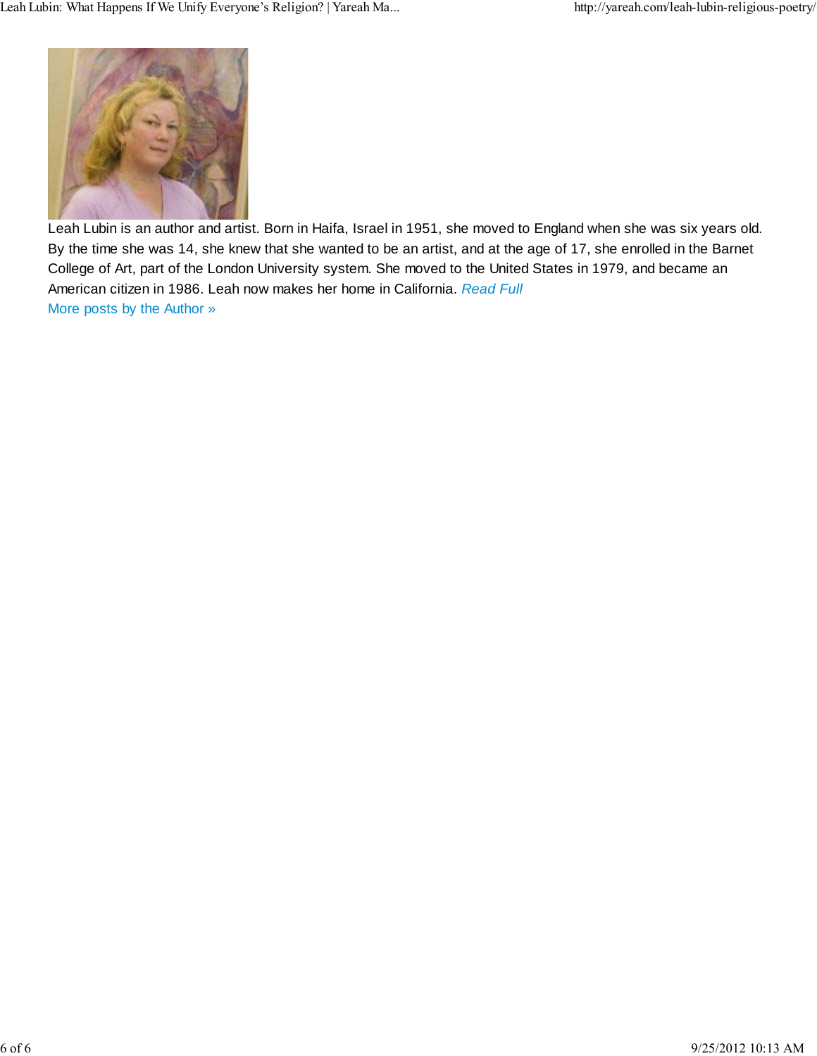Leah Lubin is an author and artist. Born in Haifa, Israel in 1951, she moved to England when she was six years old. By the time she was 14, she knew that she wanted to be an artist, and at the age of 17, she enrolled in the Barnet College of Art, part of the London University system. She moved to the United States in 1979, and became an American citizen in 1986. Leah now makes her home in California. *Read Full*

More posts by the Author »